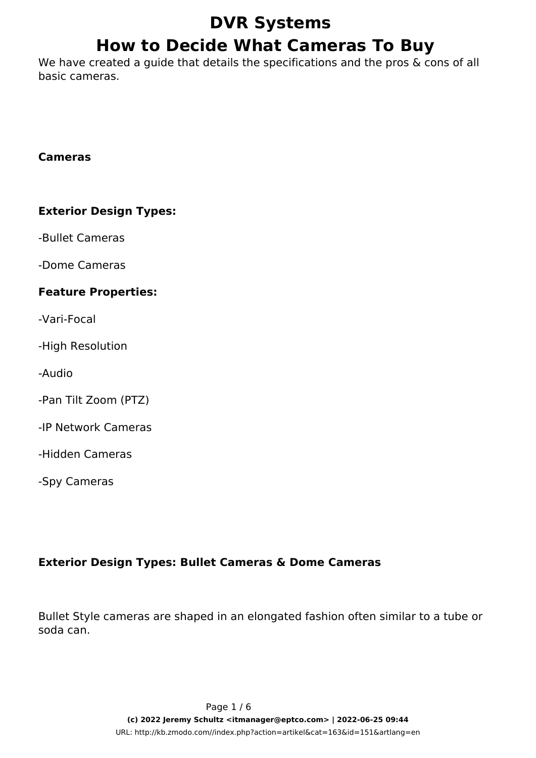# DVR Systems
# How to Decide What Cameras To Buy

We have created a guide that details the specifications and the pros & cons of all basic cameras.

**Cameras**

**Exterior Design Types:**

-Bullet Cameras

-Dome Cameras

**Feature Properties:**

-Vari-Focal

-High Resolution

-Audio

-Pan Tilt Zoom (PTZ)

-IP Network Cameras

-Hidden Cameras

-Spy Cameras

**Exterior Design Types: Bullet Cameras & Dome Cameras**

Bullet Style cameras are shaped in an elongated fashion often similar to a tube or soda can.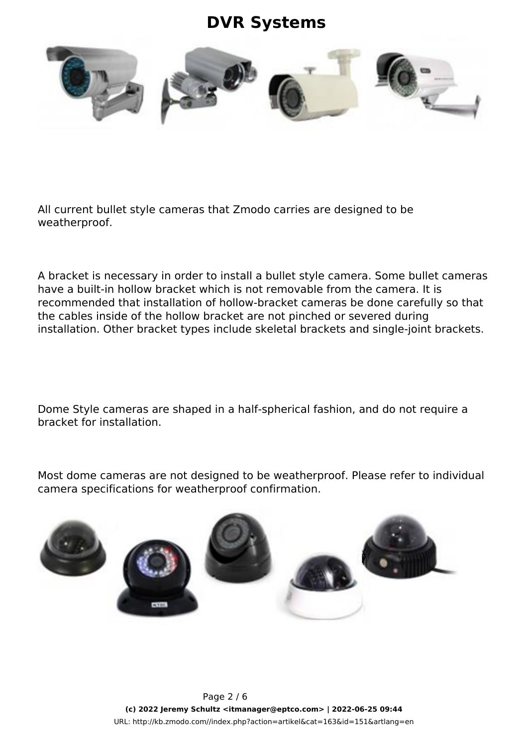All current bullet style cameras that Zmodo carries are designed to be weatherproof.

A bracket is necessary in order to install a bullet style camera. Some bullet cameras have a built-in hollow bracket which is not removable from the camera. It is recommended that installation of hollow-bracket cameras be done carefully so that the cables inside of the hollow bracket are not pinched or severed during installation. Other bracket types include skeletal brackets and single-joint brackets.

Dome Style cameras are shaped in a half-spherical fashion, and do not require a bracket for installation.

Most dome cameras are not designed to be weatherproof. Please refer to individual camera specifications for weatherproof confirmation.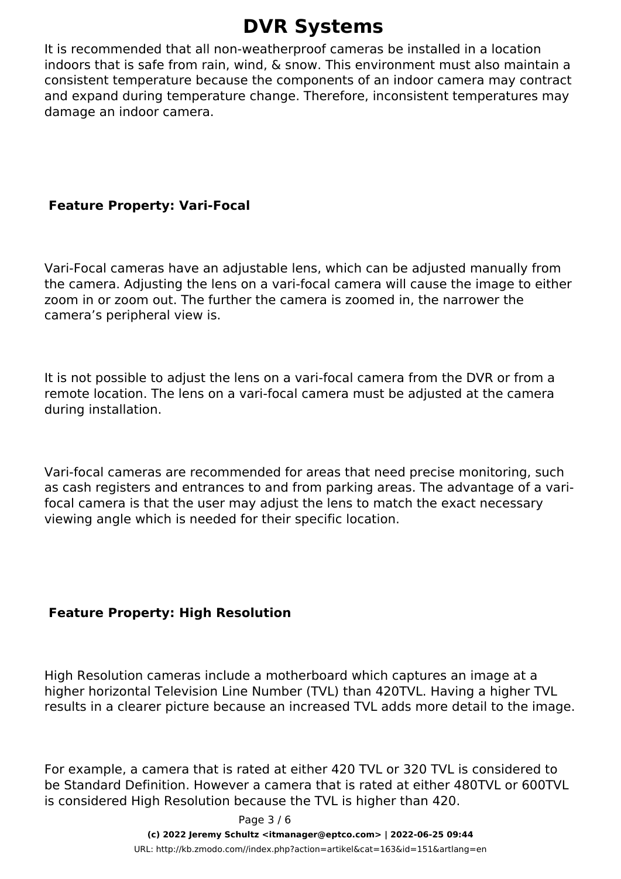It is recommended that all non-weatherproof cameras be installed in a location indoors that is safe from rain, wind, & snow. This environment must also maintain a consistent temperature because the components of an indoor camera may contract and expand during temperature change. Therefore, inconsistent temperatures may damage an indoor camera.

**Feature Property: Vari-Focal**

Vari-Focal cameras have an adjustable lens, which can be adjusted manually from the camera. Adjusting the lens on a vari-focal camera will cause the image to either zoom in or zoom out. The further the camera is zoomed in, the narrower the camera's peripheral view is.

It is not possible to adjust the lens on a vari-focal camera from the DVR or from a remote location. The lens on a vari-focal camera must be adjusted at the camera during installation.

Vari-focal cameras are recommended for areas that need precise monitoring, such as cash registers and entrances to and from parking areas. The advantage of a vari-focal camera is that the user may adjust the lens to match the exact necessary viewing angle which is needed for their specific location.

**Feature Property: High Resolution**

High Resolution cameras include a motherboard which captures an image at a higher horizontal Television Line Number (TVL) than 420TVL. Having a higher TVL results in a clearer picture because an increased TVL adds more detail to the image.

For example, a camera that is rated at either 420 TVL or 320 TVL is considered to be Standard Definition. However a camera that is rated at either 480TVL or 600TVL is considered High Resolution because the TVL is higher than 420.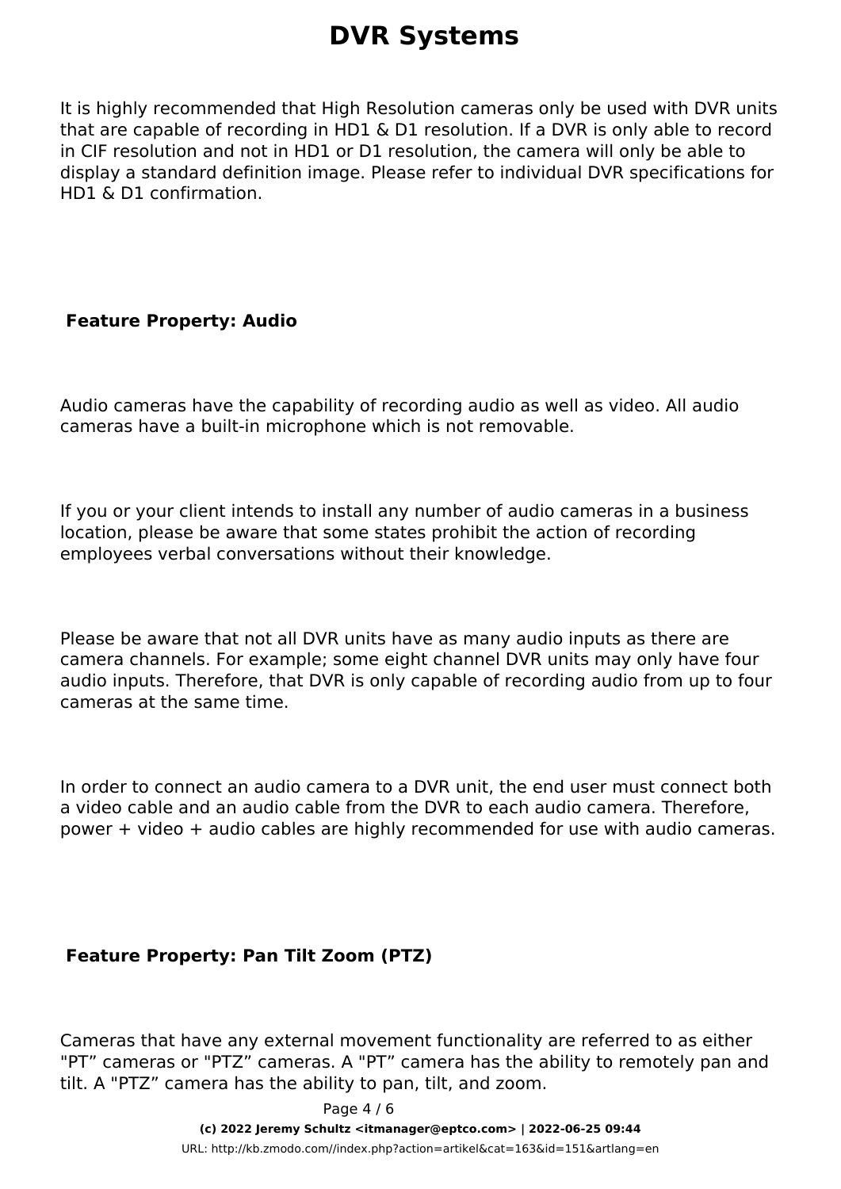It is highly recommended that High Resolution cameras only be used with DVR units that are capable of recording in HD1 & D1 resolution. If a DVR is only able to record in CIF resolution and not in HD1 or D1 resolution, the camera will only be able to display a standard definition image. Please refer to individual DVR specifications for HD1 & D1 confirmation.

**Feature Property: Audio**

Audio cameras have the capability of recording audio as well as video. All audio cameras have a built-in microphone which is not removable.

If you or your client intends to install any number of audio cameras in a business location, please be aware that some states prohibit the action of recording employees verbal conversations without their knowledge.

Please be aware that not all DVR units have as many audio inputs as there are camera channels. For example; some eight channel DVR units may only have four audio inputs. Therefore, that DVR is only capable of recording audio from up to four cameras at the same time.

In order to connect an audio camera to a DVR unit, the end user must connect both a video cable and an audio cable from the DVR to each audio camera. Therefore, power + video + audio cables are highly recommended for use with audio cameras.

**Feature Property: Pan Tilt Zoom (PTZ)**

Cameras that have any external movement functionality are referred to as either "PT" cameras or "PTZ" cameras. A "PT" camera has the ability to remotely pan and tilt. A "PTZ" camera has the ability to pan, tilt, and zoom.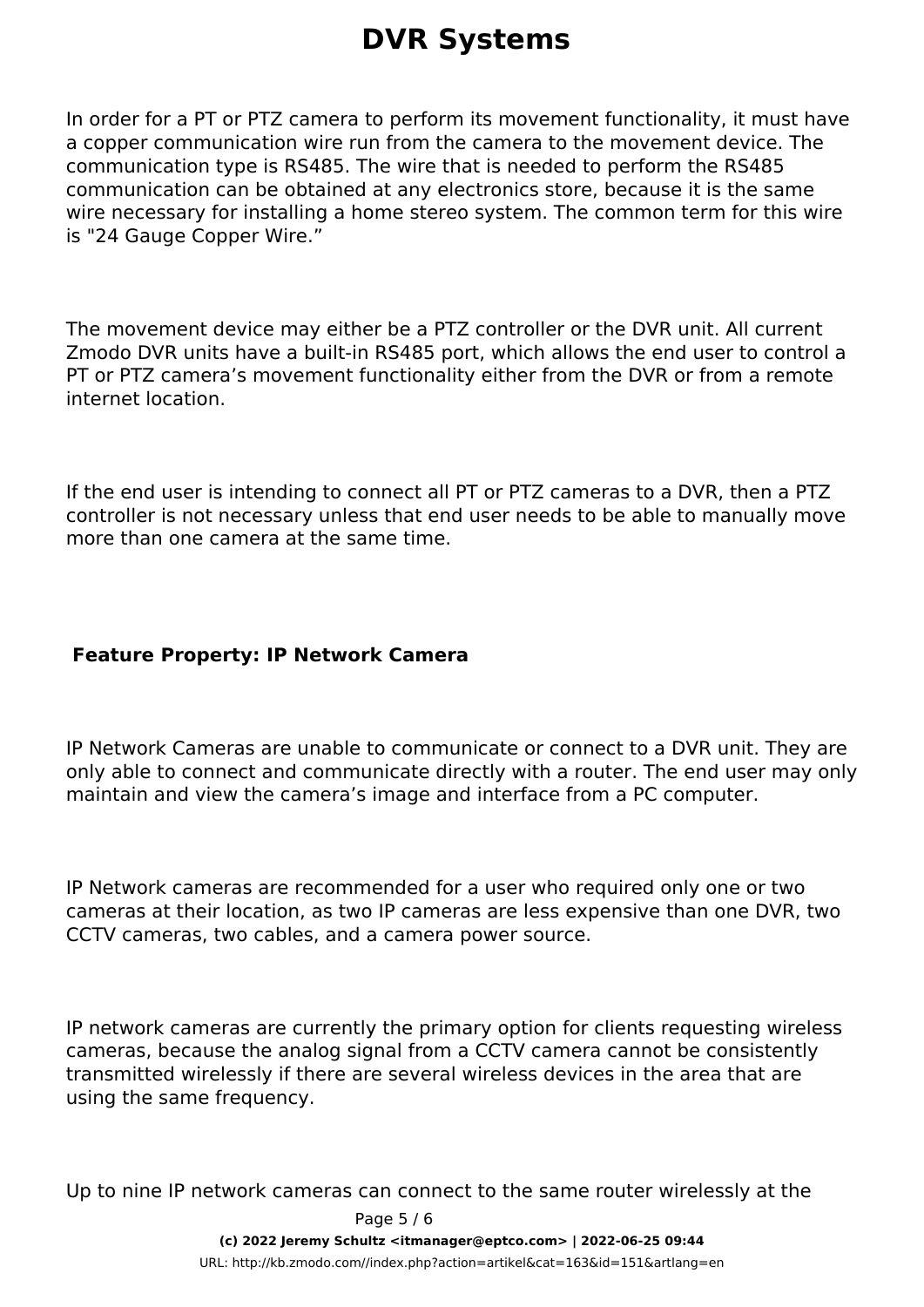In order for a PT or PTZ camera to perform its movement functionality, it must have a copper communication wire run from the camera to the movement device. The communication type is RS485. The wire that is needed to perform the RS485 communication can be obtained at any electronics store, because it is the same wire necessary for installing a home stereo system. The common term for this wire is "24 Gauge Copper Wire.”

The movement device may either be a PTZ controller or the DVR unit. All current Zmodo DVR units have a built-in RS485 port, which allows the end user to control a PT or PTZ camera’s movement functionality either from the DVR or from a remote internet location.

If the end user is intending to connect all PT or PTZ cameras to a DVR, then a PTZ controller is not necessary unless that end user needs to be able to manually move more than one camera at the same time.

**Feature Property: IP Network Camera**

IP Network Cameras are unable to communicate or connect to a DVR unit. They are only able to connect and communicate directly with a router. The end user may only maintain and view the camera’s image and interface from a PC computer.

IP Network cameras are recommended for a user who required only one or two cameras at their location, as two IP cameras are less expensive than one DVR, two CCTV cameras, two cables, and a camera power source.

IP network cameras are currently the primary option for clients requesting wireless cameras, because the analog signal from a CCTV camera cannot be consistently transmitted wirelessly if there are several wireless devices in the area that are using the same frequency.

Up to nine IP network cameras can connect to the same router wirelessly at the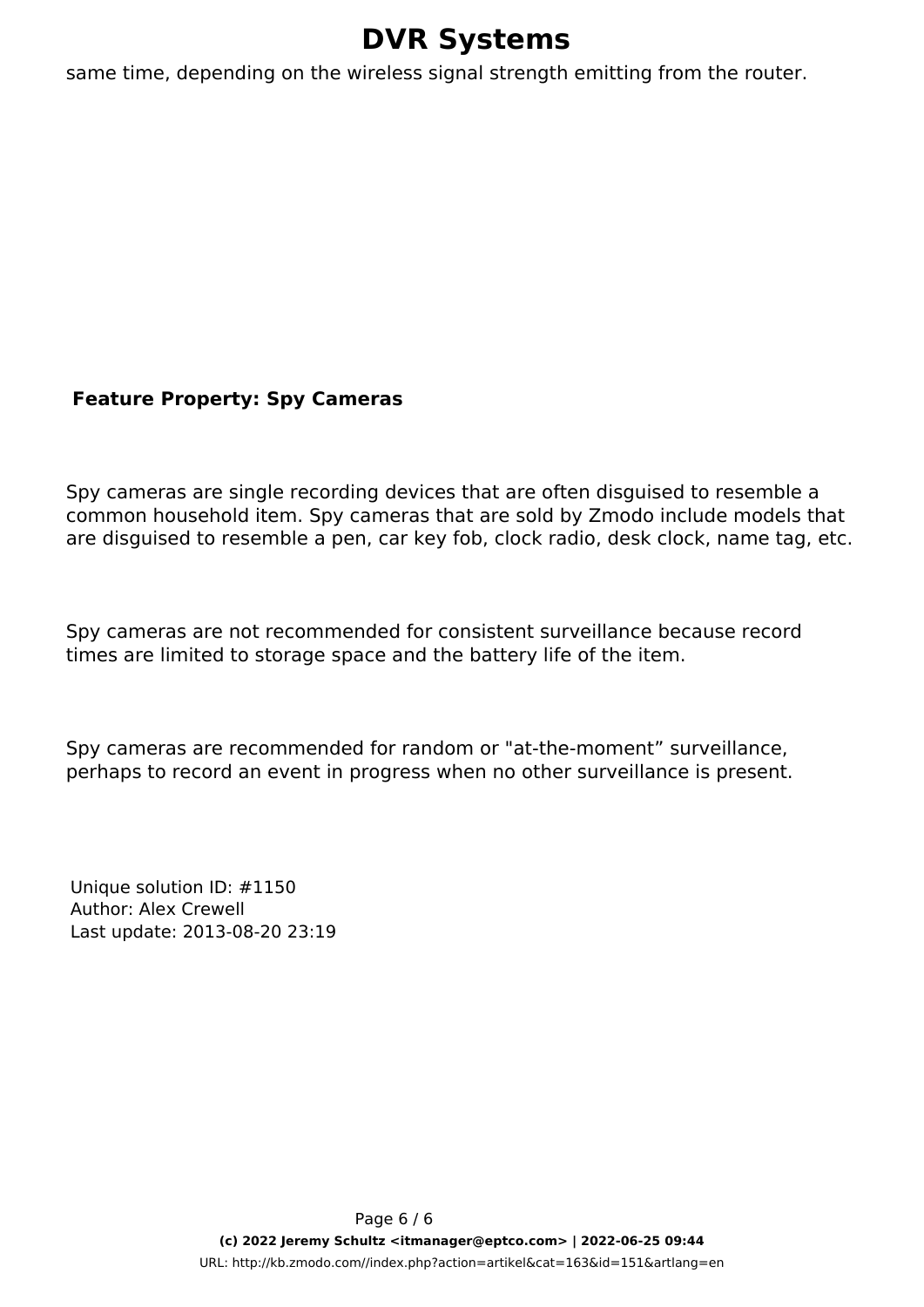same time, depending on the wireless signal strength emitting from the router.

**Feature Property: Spy Cameras**

Spy cameras are single recording devices that are often disguised to resemble a common household item. Spy cameras that are sold by Zmodo include models that are disguised to resemble a pen, car key fob, clock radio, desk clock, name tag, etc.

Spy cameras are not recommended for consistent surveillance because record times are limited to storage space and the battery life of the item.

Spy cameras are recommended for random or "at-the-moment” surveillance, perhaps to record an event in progress when no other surveillance is present.

Unique solution ID: #1150
Author: Alex Crewell
Last update: 2013-08-20 23:19